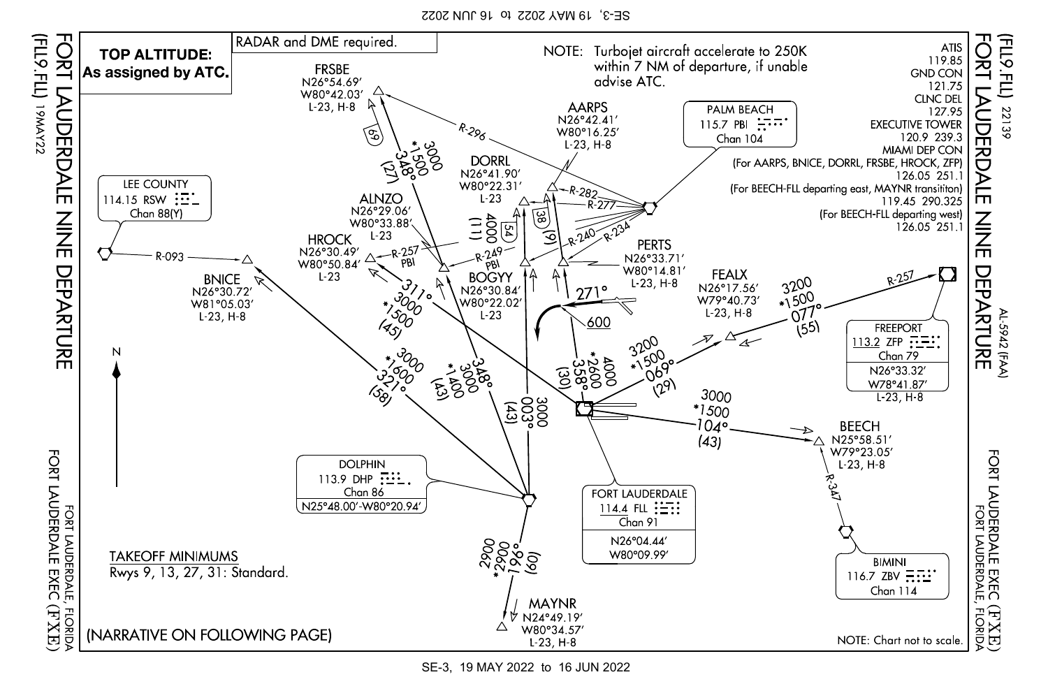# FORT LAUDERDALE NINE DEPARTURE (FLL9.FLL)

19MAY22

22139

AL-5942 (FAA)

FORT LAUDERDALE EXEC (FXE)
FORT LAUDERDALE, FLORIDA

**TOP ALTITUDE: As assigned by ATC.**

RADAR and DME required.

NOTE: Turbojet aircraft accelerate to 250K within 7 NM of departure, if unable advise ATC.

ATIS 119.85
GND CON 121.75
CLNC DEL 127.95
EXECUTIVE TOWER 120.9 239.3
MIAMI DEP CON
(For AARPS, BNICE, DORRL, FRSBE, HROCK, ZFP) 126.05 251.1
(For BEECH-FLL departing east, MAYNR transititon) 119.45 290.325
(For BEECH-FLL departing west) 126.05 251.1

## Navaids

- LEE COUNTY 114.15 RSW Chan 88(Y)
- PALM BEACH 115.7 PBI Chan 104
- FREEPORT 113.2 ZFP Chan 79, N26°33.32' W78°41.87', L-23, H-8
- DOLPHIN 113.9 DHP Chan 86, N25°48.00'-W80°20.94'
- FORT LAUDERDALE 114.4 FLL Chan 91, N26°04.44' W80°09.99'
- BIMINI 116.7 ZBV Chan 114

## Fixes

- FRSBE N26°54.69' W80°42.03' L-23, H-8
- AARPS N26°42.41' W80°16.25' L-23, H-8
- DORRL N26°41.90' W80°22.31' L-23
- ALNZO N26°29.06' W80°33.88' L-23
- HROCK N26°30.49' W80°50.84' L-23
- BOGYY N26°30.84' W80°22.02' L-23
- PERTS N26°33.71' W80°14.81' L-23, H-8
- BNICE N26°30.72' W81°05.03' L-23, H-8
- FEALX N26°17.56' W79°40.73' L-23, H-8
- BEECH N25°58.51' W79°23.05' L-23, H-8
- MAYNR N24°49.19' W80°34.57' L-23, H-8

## Routes

- FLL to ALNZO: 311° (45), 3000, *1500
- ALNZO to FRSBE: 348° (27), 3000, *1500; (69)
- DHP to BNICE: 321° (58), 3000, *1600
- DHP to BOGYY: 348° (43), 3000, *1400
- DHP to DORRL: 003° (43), 3000
- DHP to MAYNR: 196° (60), 2900, *2900
- FLL to PERTS: 358° (30), 4000, *2600
- BOGYY to DORRL: 4000 (11); (54)
- PERTS to AARPS: (9); (38)
- FLL to FEALX: 069° (29), 3200, *1500
- FEALX to ZFP: 077° (55), 3200, *1500
- FLL to BEECH: 104° (43), 3000, *1500
- RSW R-093; PBI R-296, R-282, R-277, R-240, R-234, R-249, R-257; ZFP R-257; ZBV R-347
- Rwy 9: 271° turn, 600

TAKEOFF MINIMUMS
Rwys 9, 13, 27, 31: Standard.

(NARRATIVE ON FOLLOWING PAGE)

NOTE: Chart not to scale.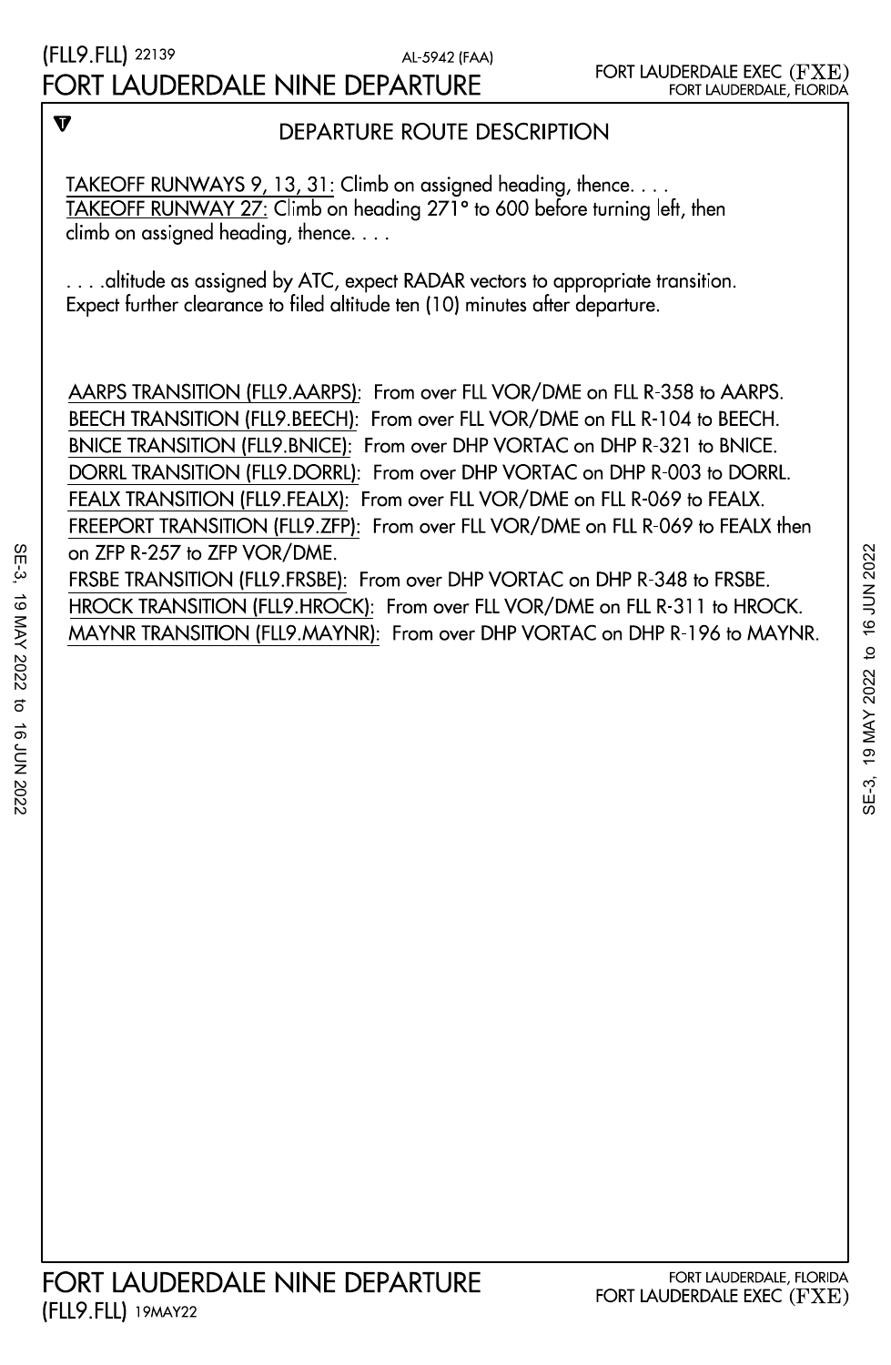(FLL9.FLL) 22139

AL-5942 (FAA)

# FORT LAUDERDALE NINE DEPARTURE

FORT LAUDERDALE EXEC (FXE)
FORT LAUDERDALE, FLORIDA

## DEPARTURE ROUTE DESCRIPTION

TAKEOFF RUNWAYS 9, 13, 31: Climb on assigned heading, thence. . . .
TAKEOFF RUNWAY 27: Climb on heading 271° to 600 before turning left, then climb on assigned heading, thence. . . .

. . . .altitude as assigned by ATC, expect RADAR vectors to appropriate transition. Expect further clearance to filed altitude ten (10) minutes after departure.

AARPS TRANSITION (FLL9.AARPS): From over FLL VOR/DME on FLL R-358 to AARPS.
BEECH TRANSITION (FLL9.BEECH): From over FLL VOR/DME on FLL R-104 to BEECH.
BNICE TRANSITION (FLL9.BNICE): From over DHP VORTAC on DHP R-321 to BNICE.
DORRL TRANSITION (FLL9.DORRL): From over DHP VORTAC on DHP R-003 to DORRL.
FEALX TRANSITION (FLL9.FEALX): From over FLL VOR/DME on FLL R-069 to FEALX.
FREEPORT TRANSITION (FLL9.ZFP): From over FLL VOR/DME on FLL R-069 to FEALX then on ZFP R-257 to ZFP VOR/DME.
FRSBE TRANSITION (FLL9.FRSBE): From over DHP VORTAC on DHP R-348 to FRSBE.
HROCK TRANSITION (FLL9.HROCK): From over FLL VOR/DME on FLL R-311 to HROCK.
MAYNR TRANSITION (FLL9.MAYNR): From over DHP VORTAC on DHP R-196 to MAYNR.

FORT LAUDERDALE NINE DEPARTURE
(FLL9.FLL) 19MAY22

FORT LAUDERDALE, FLORIDA
FORT LAUDERDALE EXEC (FXE)